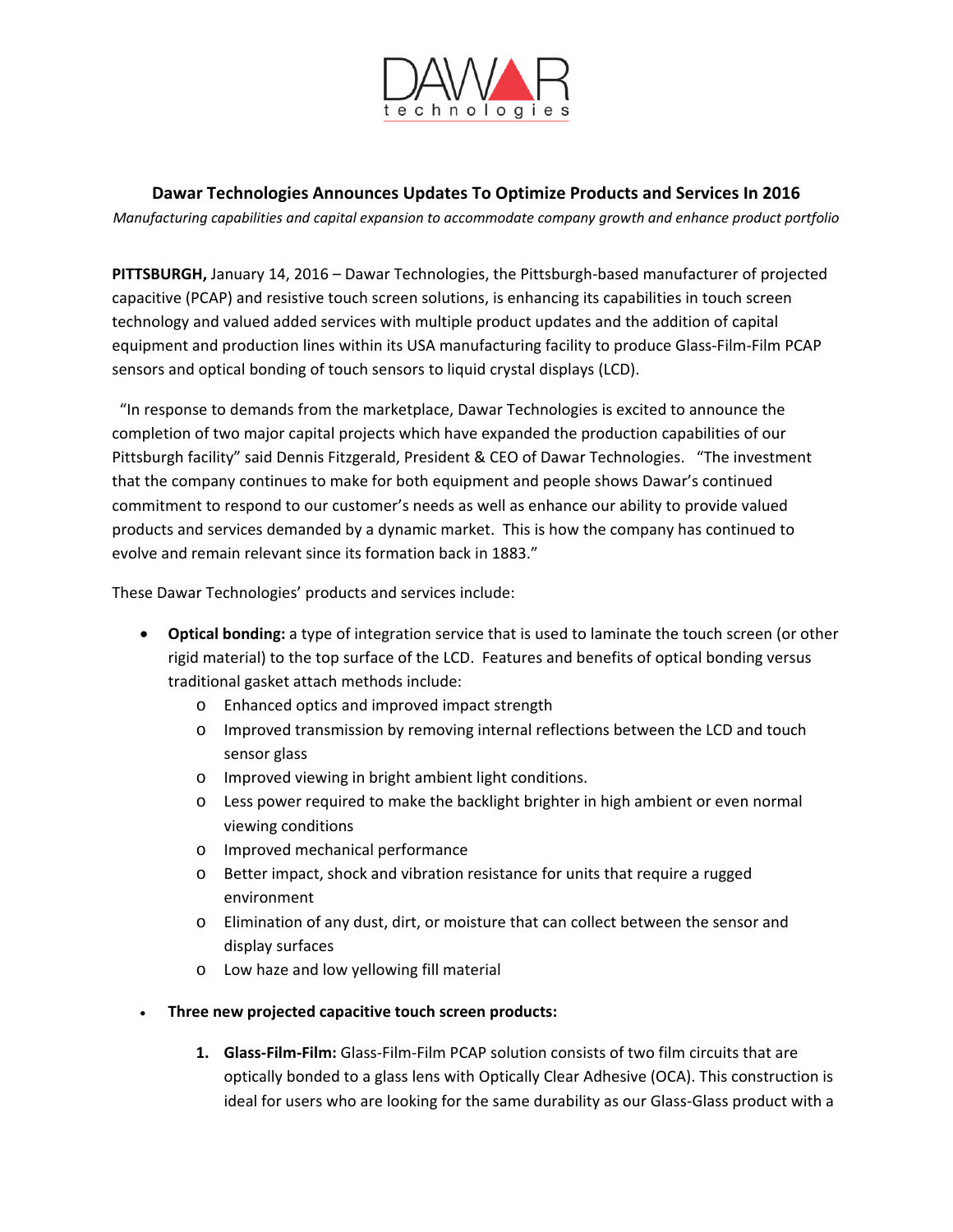DAWAR technologies

## Dawar Technologies Announces Updates To Optimize Products and Services In 2016

*Manufacturing capabilities and capital expansion to accommodate company growth and enhance product portfolio*

**PITTSBURGH,** January 14, 2016 – Dawar Technologies, the Pittsburgh-based manufacturer of projected capacitive (PCAP) and resistive touch screen solutions, is enhancing its capabilities in touch screen technology and valued added services with multiple product updates and the addition of capital equipment and production lines within its USA manufacturing facility to produce Glass-Film-Film PCAP sensors and optical bonding of touch sensors to liquid crystal displays (LCD).

"In response to demands from the marketplace, Dawar Technologies is excited to announce the completion of two major capital projects which have expanded the production capabilities of our Pittsburgh facility" said Dennis Fitzgerald, President & CEO of Dawar Technologies. "The investment that the company continues to make for both equipment and people shows Dawar's continued commitment to respond to our customer's needs as well as enhance our ability to provide valued products and services demanded by a dynamic market. This is how the company has continued to evolve and remain relevant since its formation back in 1883."

These Dawar Technologies' products and services include:

- **Optical bonding:** a type of integration service that is used to laminate the touch screen (or other rigid material) to the top surface of the LCD. Features and benefits of optical bonding versus traditional gasket attach methods include:
  - Enhanced optics and improved impact strength
  - Improved transmission by removing internal reflections between the LCD and touch sensor glass
  - Improved viewing in bright ambient light conditions.
  - Less power required to make the backlight brighter in high ambient or even normal viewing conditions
  - Improved mechanical performance
  - Better impact, shock and vibration resistance for units that require a rugged environment
  - Elimination of any dust, dirt, or moisture that can collect between the sensor and display surfaces
  - Low haze and low yellowing fill material

- **Three new projected capacitive touch screen products:**

  1. **Glass-Film-Film:** Glass-Film-Film PCAP solution consists of two film circuits that are optically bonded to a glass lens with Optically Clear Adhesive (OCA). This construction is ideal for users who are looking for the same durability as our Glass-Glass product with a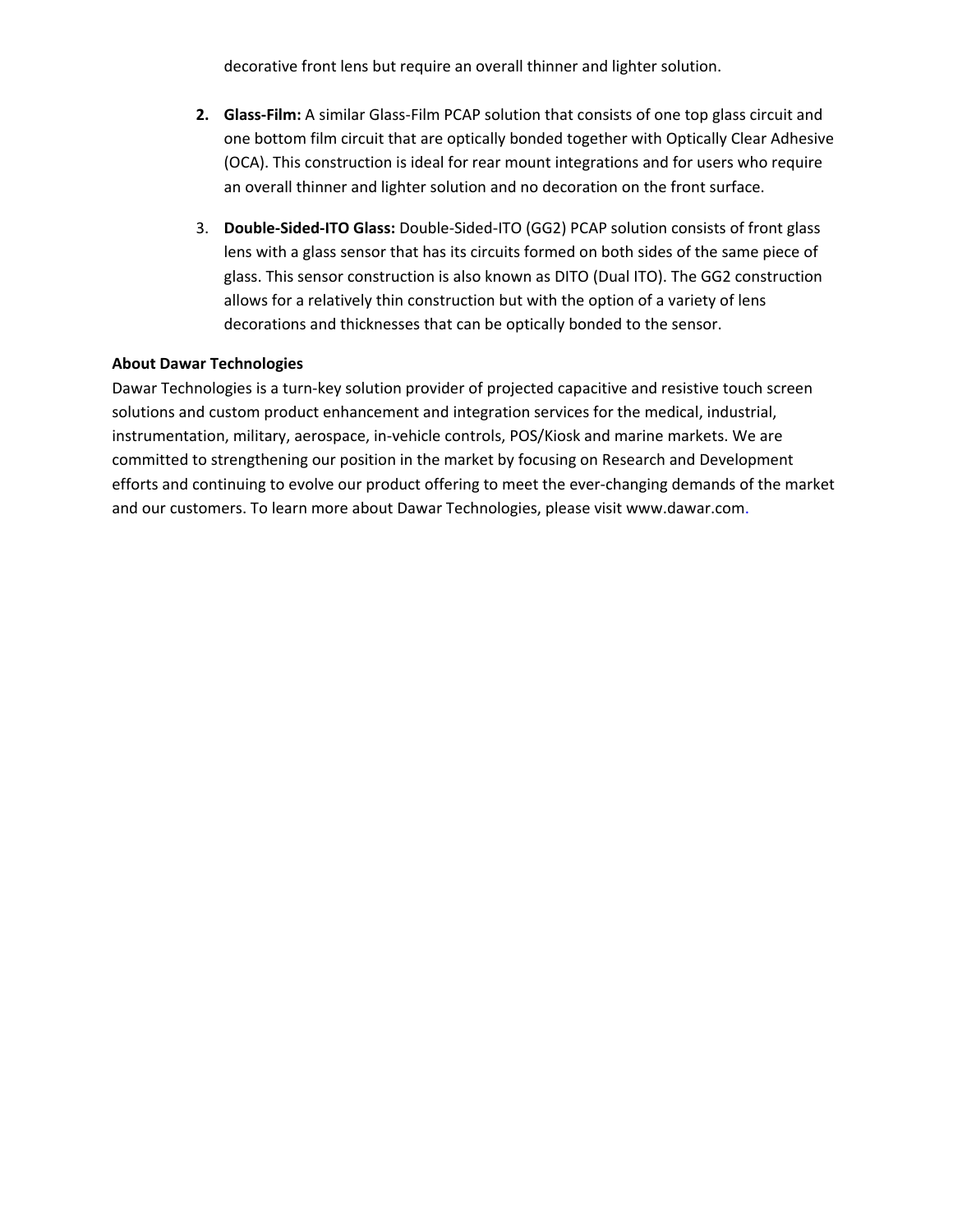decorative front lens but require an overall thinner and lighter solution.

2. **Glass-Film:** A similar Glass-Film PCAP solution that consists of one top glass circuit and one bottom film circuit that are optically bonded together with Optically Clear Adhesive (OCA). This construction is ideal for rear mount integrations and for users who require an overall thinner and lighter solution and no decoration on the front surface.

3. **Double-Sided-ITO Glass:** Double-Sided-ITO (GG2) PCAP solution consists of front glass lens with a glass sensor that has its circuits formed on both sides of the same piece of glass. This sensor construction is also known as DITO (Dual ITO). The GG2 construction allows for a relatively thin construction but with the option of a variety of lens decorations and thicknesses that can be optically bonded to the sensor.

**About Dawar Technologies**

Dawar Technologies is a turn-key solution provider of projected capacitive and resistive touch screen solutions and custom product enhancement and integration services for the medical, industrial, instrumentation, military, aerospace, in-vehicle controls, POS/Kiosk and marine markets. We are committed to strengthening our position in the market by focusing on Research and Development efforts and continuing to evolve our product offering to meet the ever-changing demands of the market and our customers. To learn more about Dawar Technologies, please visit www.dawar.com.